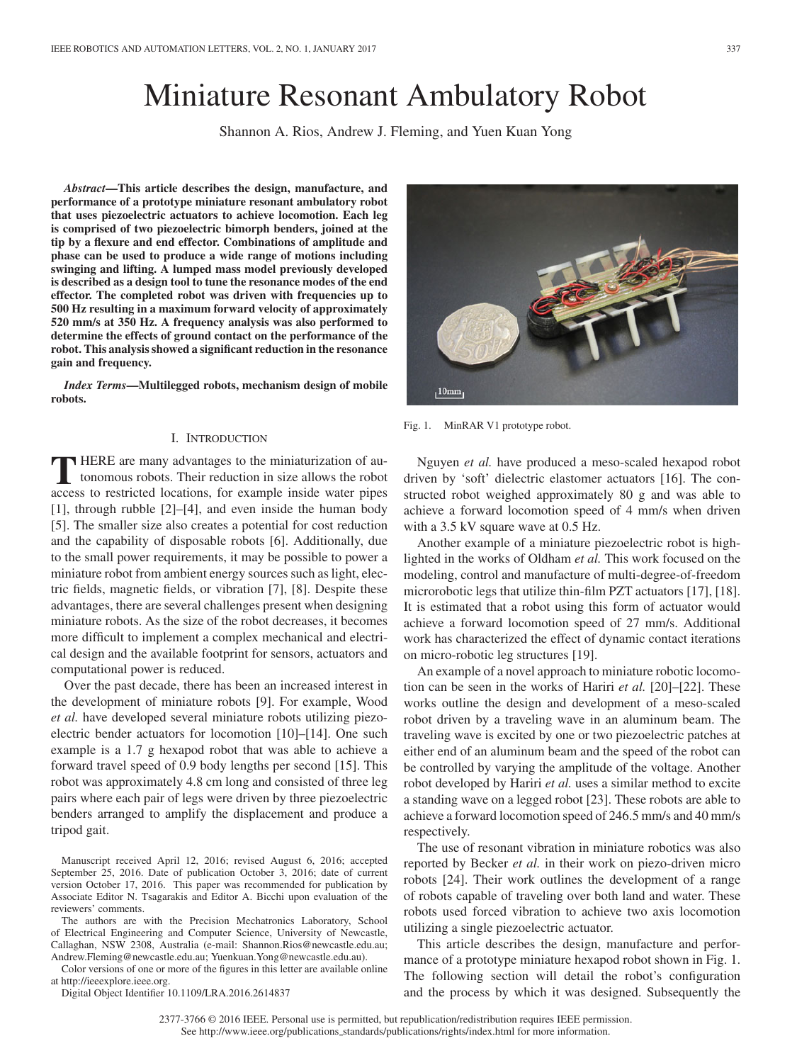// Miniature Resonant Ambulatory Robot

Shannon A. Rios, Andrew J. Fleming, and Yuen Kuan Yong

***Abstract*—This article describes the design, manufacture, and performance of a prototype miniature resonant ambulatory robot that uses piezoelectric actuators to achieve locomotion. Each leg is comprised of two piezoelectric bimorph benders, joined at the tip by a flexure and end effector. Combinations of amplitude and phase can be used to produce a wide range of motions including swinging and lifting. A lumped mass model previously developed is described as a design tool to tune the resonance modes of the end effector. The completed robot was driven with frequencies up to 500 Hz resulting in a maximum forward velocity of approximately 520 mm/s at 350 Hz. A frequency analysis was also performed to determine the effects of ground contact on the performance of the robot. This analysis showed a significant reduction in the resonance gain and frequency.**

***Index Terms*—Multilegged robots, mechanism design of mobile robots.**

Fig. 1. MinRAR V1 prototype robot.

## I. Introduction

There are many advantages to the miniaturization of autonomous robots. Their reduction in size allows the robot access to restricted locations, for example inside water pipes [1], through rubble [2]–[4], and even inside the human body [5]. The smaller size also creates a potential for cost reduction and the capability of disposable robots [6]. Additionally, due to the small power requirements, it may be possible to power a miniature robot from ambient energy sources such as light, electric fields, magnetic fields, or vibration [7], [8]. Despite these advantages, there are several challenges present when designing miniature robots. As the size of the robot decreases, it becomes more difficult to implement a complex mechanical and electrical design and the available footprint for sensors, actuators and computational power is reduced.

Over the past decade, there has been an increased interest in the development of miniature robots [9]. For example, Wood *et al.* have developed several miniature robots utilizing piezoelectric bender actuators for locomotion [10]–[14]. One such example is a 1.7 g hexapod robot that was able to achieve a forward travel speed of 0.9 body lengths per second [15]. This robot was approximately 4.8 cm long and consisted of three leg pairs where each pair of legs were driven by three piezoelectric benders arranged to amplify the displacement and produce a tripod gait.

Manuscript received April 12, 2016; revised August 6, 2016; accepted September 25, 2016. Date of publication October 3, 2016; date of current version October 17, 2016. This paper was recommended for publication by Associate Editor N. Tsagarakis and Editor A. Bicchi upon evaluation of the reviewers' comments.

The authors are with the Precision Mechatronics Laboratory, School of Electrical Engineering and Computer Science, University of Newcastle, Callaghan, NSW 2308, Australia (e-mail: Shannon.Rios@newcastle.edu.au; Andrew.Fleming@newcastle.edu.au; Yuenkuan.Yong@newcastle.edu.au).

Color versions of one or more of the figures in this letter are available online at http://ieeexplore.ieee.org.

Digital Object Identifier 10.1109/LRA.2016.2614837

Nguyen *et al.* have produced a meso-scaled hexapod robot driven by 'soft' dielectric elastomer actuators [16]. The constructed robot weighed approximately 80 g and was able to achieve a forward locomotion speed of 4 mm/s when driven with a 3.5 kV square wave at 0.5 Hz.

Another example of a miniature piezoelectric robot is highlighted in the works of Oldham *et al.* This work focused on the modeling, control and manufacture of multi-degree-of-freedom microrobotic legs that utilize thin-film PZT actuators [17], [18]. It is estimated that a robot using this form of actuator would achieve a forward locomotion speed of 27 mm/s. Additional work has characterized the effect of dynamic contact iterations on micro-robotic leg structures [19].

An example of a novel approach to miniature robotic locomotion can be seen in the works of Hariri *et al.* [20]–[22]. These works outline the design and development of a meso-scaled robot driven by a traveling wave in an aluminum beam. The traveling wave is excited by one or two piezoelectric patches at either end of an aluminum beam and the speed of the robot can be controlled by varying the amplitude of the voltage. Another robot developed by Hariri *et al.* uses a similar method to excite a standing wave on a legged robot [23]. These robots are able to achieve a forward locomotion speed of 246.5 mm/s and 40 mm/s respectively.

The use of resonant vibration in miniature robotics was also reported by Becker *et al.* in their work on piezo-driven micro robots [24]. Their work outlines the development of a range of robots capable of traveling over both land and water. These robots used forced vibration to achieve two axis locomotion utilizing a single piezoelectric actuator.

This article describes the design, manufacture and performance of a prototype miniature hexapod robot shown in Fig. 1. The following section will detail the robot's configuration and the process by which it was designed. Subsequently the

2377-3766 © 2016 IEEE. Personal use is permitted, but republication/redistribution requires IEEE permission. See http://www.ieee.org/publications_standards/publications/rights/index.html for more information.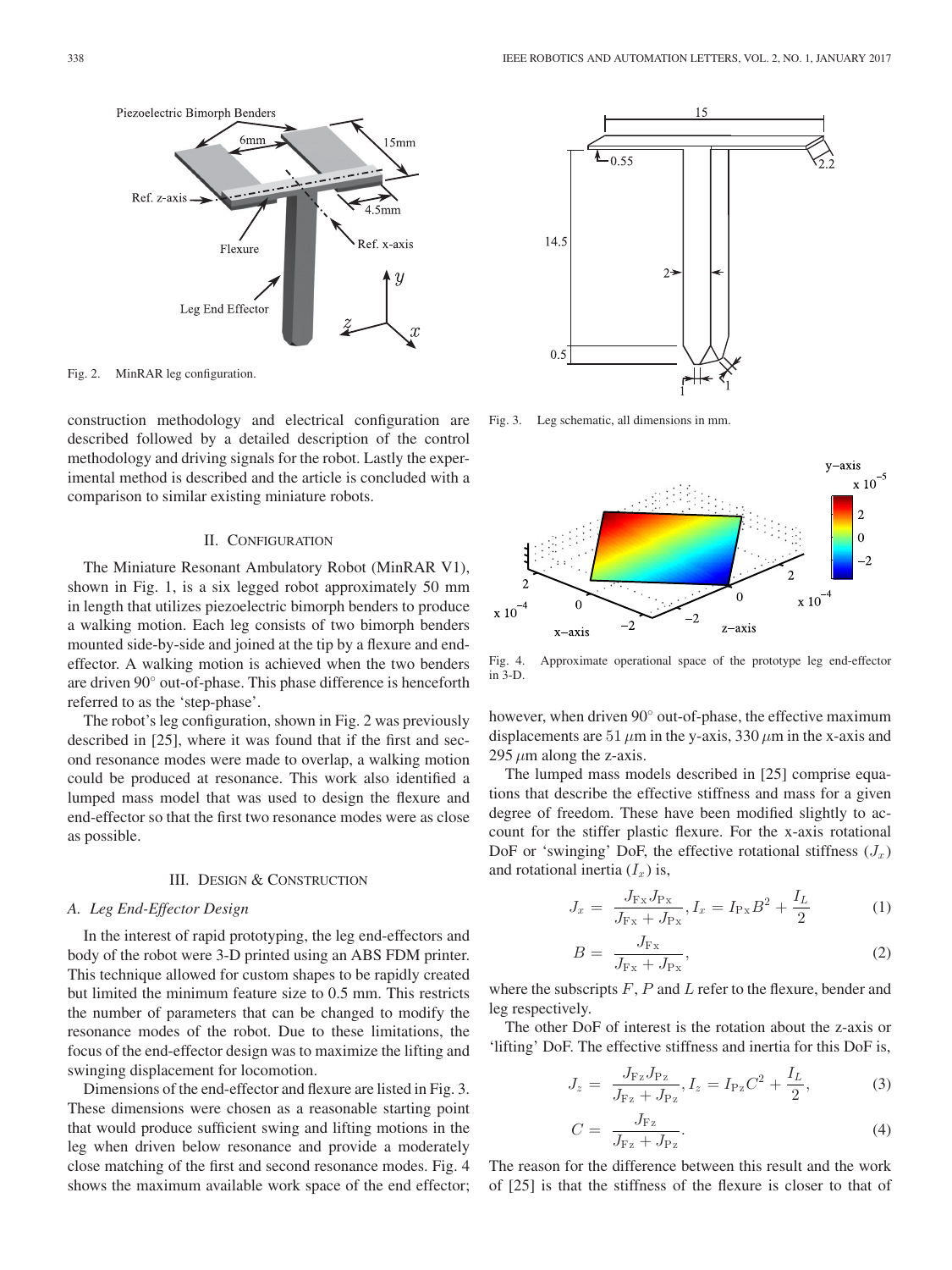Fig. 2. MinRAR leg configuration.

construction methodology and electrical configuration are described followed by a detailed description of the control methodology and driving signals for the robot. Lastly the experimental method is described and the article is concluded with a comparison to similar existing miniature robots.

## II. Configuration

The Miniature Resonant Ambulatory Robot (MinRAR V1), shown in Fig. 1, is a six legged robot approximately 50 mm in length that utilizes piezoelectric bimorph benders to produce a walking motion. Each leg consists of two bimorph benders mounted side-by-side and joined at the tip by a flexure and end-effector. A walking motion is achieved when the two benders are driven 90° out-of-phase. This phase difference is henceforth referred to as the 'step-phase'.

The robot's leg configuration, shown in Fig. 2 was previously described in [25], where it was found that if the first and second resonance modes were made to overlap, a walking motion could be produced at resonance. This work also identified a lumped mass model that was used to design the flexure and end-effector so that the first two resonance modes were as close as possible.

## III. Design & Construction

### A. Leg End-Effector Design

In the interest of rapid prototyping, the leg end-effectors and body of the robot were 3-D printed using an ABS FDM printer. This technique allowed for custom shapes to be rapidly created but limited the minimum feature size to 0.5 mm. This restricts the number of parameters that can be changed to modify the resonance modes of the robot. Due to these limitations, the focus of the end-effector design was to maximize the lifting and swinging displacement for locomotion.

Dimensions of the end-effector and flexure are listed in Fig. 3. These dimensions were chosen as a reasonable starting point that would produce sufficient swing and lifting motions in the leg when driven below resonance and provide a moderately close matching of the first and second resonance modes. Fig. 4 shows the maximum available work space of the end effector; however, when driven 90° out-of-phase, the effective maximum displacements are 51 $\mu$m in the y-axis, 330 $\mu$m in the x-axis and 295 $\mu$m along the z-axis.

Fig. 3. Leg schematic, all dimensions in mm.

Fig. 4. Approximate operational space of the prototype leg end-effector in 3-D.

The lumped mass models described in [25] comprise equations that describe the effective stiffness and mass for a given degree of freedom. These have been modified slightly to account for the stiffer plastic flexure. For the x-axis rotational DoF or 'swinging' DoF, the effective rotational stiffness ($J_x$) and rotational inertia ($I_x$) is,

$$J_x = \frac{J_{\mathrm{Fx}} J_{\mathrm{Px}}}{J_{\mathrm{Fx}} + J_{\mathrm{Px}}}, I_x = I_{\mathrm{Px}} B^2 + \frac{I_L}{2} \tag{1}$$

$$B = \frac{J_{\mathrm{Fx}}}{J_{\mathrm{Fx}} + J_{\mathrm{Px}}}, \tag{2}$$

where the subscripts $F$, $P$ and $L$ refer to the flexure, bender and leg respectively.

The other DoF of interest is the rotation about the z-axis or 'lifting' DoF. The effective stiffness and inertia for this DoF is,

$$J_z = \frac{J_{\mathrm{Fz}} J_{\mathrm{Pz}}}{J_{\mathrm{Fz}} + J_{\mathrm{Pz}}}, I_z = I_{\mathrm{Pz}} C^2 + \frac{I_L}{2}, \tag{3}$$

$$C = \frac{J_{\mathrm{Fz}}}{J_{\mathrm{Fz}} + J_{\mathrm{Pz}}}. \tag{4}$$

The reason for the difference between this result and the work of [25] is that the stiffness of the flexure is closer to that of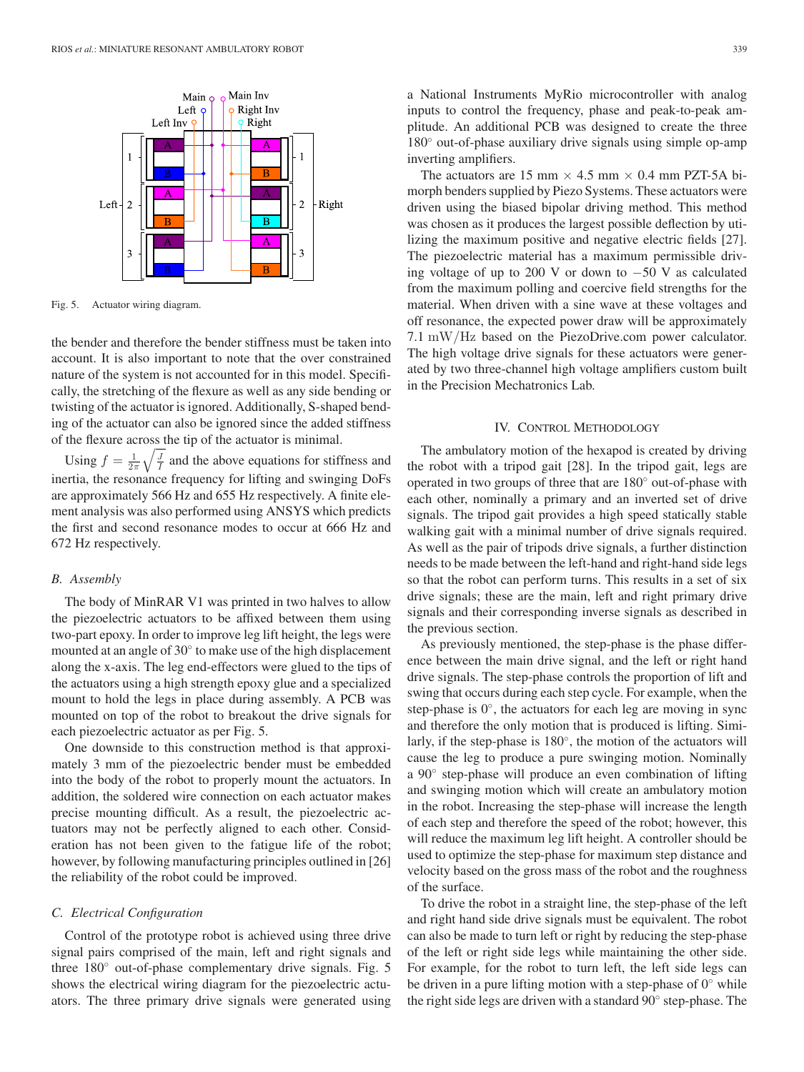Fig. 5. Actuator wiring diagram.

the bender and therefore the bender stiffness must be taken into account. It is also important to note that the over constrained nature of the system is not accounted for in this model. Specifically, the stretching of the flexure as well as any side bending or twisting of the actuator is ignored. Additionally, S-shaped bending of the actuator can also be ignored since the added stiffness of the flexure across the tip of the actuator is minimal.

Using $f = \frac{1}{2\pi}\sqrt{\frac{J}{I}}$ and the above equations for stiffness and inertia, the resonance frequency for lifting and swinging DoFs are approximately 566 Hz and 655 Hz respectively. A finite element analysis was also performed using ANSYS which predicts the first and second resonance modes to occur at 666 Hz and 672 Hz respectively.

### B. Assembly

The body of MinRAR V1 was printed in two halves to allow the piezoelectric actuators to be affixed between them using two-part epoxy. In order to improve leg lift height, the legs were mounted at an angle of 30° to make use of the high displacement along the x-axis. The leg end-effectors were glued to the tips of the actuators using a high strength epoxy glue and a specialized mount to hold the legs in place during assembly. A PCB was mounted on top of the robot to breakout the drive signals for each piezoelectric actuator as per Fig. 5.

One downside to this construction method is that approximately 3 mm of the piezoelectric bender must be embedded into the body of the robot to properly mount the actuators. In addition, the soldered wire connection on each actuator makes precise mounting difficult. As a result, the piezoelectric actuators may not be perfectly aligned to each other. Consideration has not been given to the fatigue life of the robot; however, by following manufacturing principles outlined in [26] the reliability of the robot could be improved.

### C. Electrical Configuration

Control of the prototype robot is achieved using three drive signal pairs comprised of the main, left and right signals and three 180° out-of-phase complementary drive signals. Fig. 5 shows the electrical wiring diagram for the piezoelectric actuators. The three primary drive signals were generated using a National Instruments MyRio microcontroller with analog inputs to control the frequency, phase and peak-to-peak amplitude. An additional PCB was designed to create the three 180° out-of-phase auxiliary drive signals using simple op-amp inverting amplifiers.

The actuators are 15 mm × 4.5 mm × 0.4 mm PZT-5A bimorph benders supplied by Piezo Systems. These actuators were driven using the biased bipolar driving method. This method was chosen as it produces the largest possible deflection by utilizing the maximum positive and negative electric fields [27]. The piezoelectric material has a maximum permissible driving voltage of up to 200 V or down to −50 V as calculated from the maximum polling and coercive field strengths for the material. When driven with a sine wave at these voltages and off resonance, the expected power draw will be approximately 7.1 $\mathrm{mW/Hz}$ based on the PiezoDrive.com power calculator. The high voltage drive signals for these actuators were generated by two three-channel high voltage amplifiers custom built in the Precision Mechatronics Lab.

## IV. Control Methodology

The ambulatory motion of the hexapod is created by driving the robot with a tripod gait [28]. In the tripod gait, legs are operated in two groups of three that are 180° out-of-phase with each other, nominally a primary and an inverted set of drive signals. The tripod gait provides a high speed statically stable walking gait with a minimal number of drive signals required. As well as the pair of tripods drive signals, a further distinction needs to be made between the left-hand and right-hand side legs so that the robot can perform turns. This results in a set of six drive signals; these are the main, left and right primary drive signals and their corresponding inverse signals as described in the previous section.

As previously mentioned, the step-phase is the phase difference between the main drive signal, and the left or right hand drive signals. The step-phase controls the proportion of lift and swing that occurs during each step cycle. For example, when the step-phase is 0°, the actuators for each leg are moving in sync and therefore the only motion that is produced is lifting. Similarly, if the step-phase is 180°, the motion of the actuators will cause the leg to produce a pure swinging motion. Nominally a 90° step-phase will produce an even combination of lifting and swinging motion which will create an ambulatory motion in the robot. Increasing the step-phase will increase the length of each step and therefore the speed of the robot; however, this will reduce the maximum leg lift height. A controller should be used to optimize the step-phase for maximum step distance and velocity based on the gross mass of the robot and the roughness of the surface.

To drive the robot in a straight line, the step-phase of the left and right hand side drive signals must be equivalent. The robot can also be made to turn left or right by reducing the step-phase of the left or right side legs while maintaining the other side. For example, for the robot to turn left, the left side legs can be driven in a pure lifting motion with a step-phase of 0° while the right side legs are driven with a standard 90° step-phase. The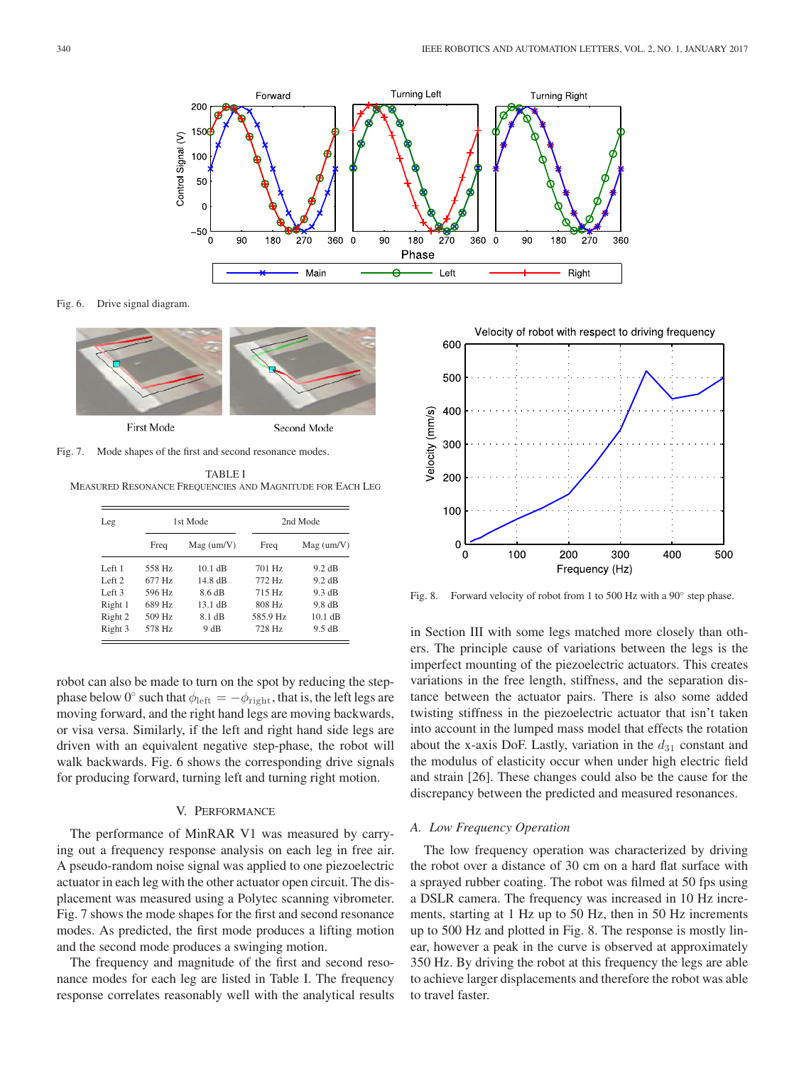Fig. 6. Drive signal diagram.

Fig. 7. Mode shapes of the first and second resonance modes.

TABLE I
MEASURED RESONANCE FREQUENCIES AND MAGNITUDE FOR EACH LEG

| Leg | 1st Mode | | 2nd Mode | |
|---|---|---|---|---|
| | Freq | Mag (um/V) | Freq | Mag (um/V) |
| Left 1 | 558 Hz | 10.1 dB | 701 Hz | 9.2 dB |
| Left 2 | 677 Hz | 14.8 dB | 772 Hz | 9.2 dB |
| Left 3 | 596 Hz | 8.6 dB | 715 Hz | 9.3 dB |
| Right 1 | 689 Hz | 13.1 dB | 808 Hz | 9.8 dB |
| Right 2 | 509 Hz | 8.1 dB | 585.9 Hz | 10.1 dB |
| Right 3 | 578 Hz | 9 dB | 728 Hz | 9.5 dB |

robot can also be made to turn on the spot by reducing the step-phase below 0° such that $\phi_{\text{left}} = -\phi_{\text{right}}$, that is, the left legs are moving forward, and the right hand legs are moving backwards, or visa versa. Similarly, if the left and right hand side legs are driven with an equivalent negative step-phase, the robot will walk backwards. Fig. 6 shows the corresponding drive signals for producing forward, turning left and turning right motion.

## V. PERFORMANCE

The performance of MinRAR V1 was measured by carrying out a frequency response analysis on each leg in free air. A pseudo-random noise signal was applied to one piezoelectric actuator in each leg with the other actuator open circuit. The displacement was measured using a Polytec scanning vibrometer. Fig. 7 shows the mode shapes for the first and second resonance modes. As predicted, the first mode produces a lifting motion and the second mode produces a swinging motion.

The frequency and magnitude of the first and second resonance modes for each leg are listed in Table I. The frequency response correlates reasonably well with the analytical results in Section III with some legs matched more closely than others. The principle cause of variations between the legs is the imperfect mounting of the piezoelectric actuators. This creates variations in the free length, stiffness, and the separation distance between the actuator pairs. There is also some added twisting stiffness in the piezoelectric actuator that isn't taken into account in the lumped mass model that effects the rotation about the x-axis DoF. Lastly, variation in the $d_{31}$ constant and the modulus of elasticity occur when under high electric field and strain [26]. These changes could also be the cause for the discrepancy between the predicted and measured resonances.

Fig. 8. Forward velocity of robot from 1 to 500 Hz with a 90° step phase.

### A. Low Frequency Operation

The low frequency operation was characterized by driving the robot over a distance of 30 cm on a hard flat surface with a sprayed rubber coating. The robot was filmed at 50 fps using a DSLR camera. The frequency was increased in 10 Hz increments, starting at 1 Hz up to 50 Hz, then in 50 Hz increments up to 500 Hz and plotted in Fig. 8. The response is mostly linear, however a peak in the curve is observed at approximately 350 Hz. By driving the robot at this frequency the legs are able to achieve larger displacements and therefore the robot was able to travel faster.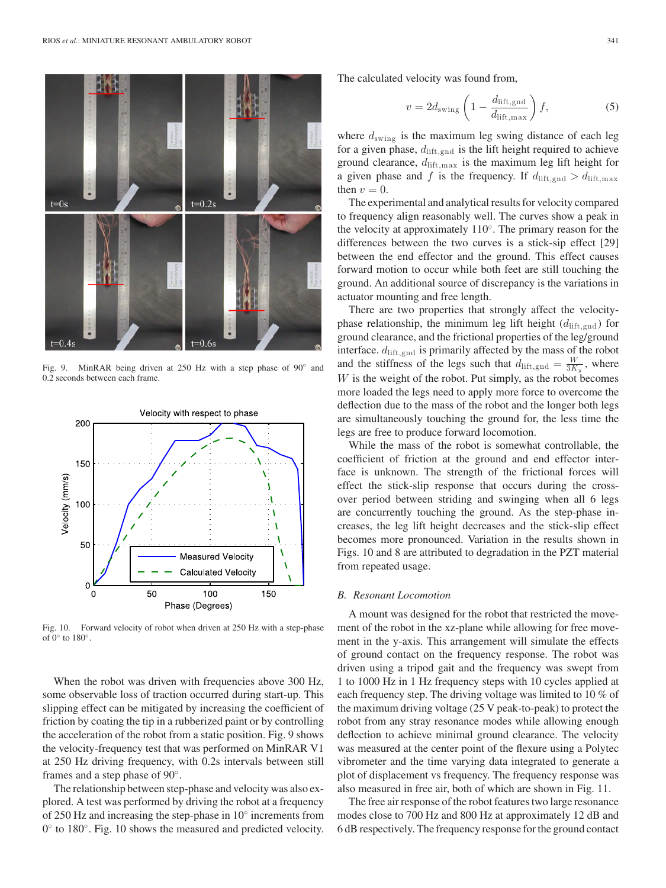Fig. 9. MinRAR being driven at 250 Hz with a step phase of 90° and 0.2 seconds between each frame.

Fig. 10. Forward velocity of robot when driven at 250 Hz with a step-phase of 0° to 180°.

When the robot was driven with frequencies above 300 Hz, some observable loss of traction occurred during start-up. This slipping effect can be mitigated by increasing the coefficient of friction by coating the tip in a rubberized paint or by controlling the acceleration of the robot from a static position. Fig. 9 shows the velocity-frequency test that was performed on MinRAR V1 at 250 Hz driving frequency, with 0.2s intervals between still frames and a step phase of 90°.

The relationship between step-phase and velocity was also explored. A test was performed by driving the robot at a frequency of 250 Hz and increasing the step-phase in 10° increments from 0° to 180°. Fig. 10 shows the measured and predicted velocity.

The calculated velocity was found from,

$$v = 2d_{\text{swing}} \left(1 - \frac{d_{\text{lift,gnd}}}{d_{\text{lift,max}}}\right) f, \tag{5}$$

where $d_{\text{swing}}$ is the maximum leg swing distance of each leg for a given phase, $d_{\text{lift,gnd}}$ is the lift height required to achieve ground clearance, $d_{\text{lift,max}}$ is the maximum leg lift height for a given phase and $f$ is the frequency. If $d_{\text{lift,gnd}} > d_{\text{lift,max}}$ then $v = 0$.

The experimental and analytical results for velocity compared to frequency align reasonably well. The curves show a peak in the velocity at approximately 110°. The primary reason for the differences between the two curves is a stick-sip effect [29] between the end effector and the ground. This effect causes forward motion to occur while both feet are still touching the ground. An additional source of discrepancy is the variations in actuator mounting and free length.

There are two properties that strongly affect the velocity-phase relationship, the minimum leg lift height ($d_{\text{lift,gnd}}$) for ground clearance, and the frictional properties of the leg/ground interface. $d_{\text{lift,gnd}}$ is primarily affected by the mass of the robot and the stiffness of the legs such that $d_{\text{lift,gnd}} = \frac{W}{3K_y}$, where $W$ is the weight of the robot. Put simply, as the robot becomes more loaded the legs need to apply more force to overcome the deflection due to the mass of the robot and the longer both legs are simultaneously touching the ground for, the less time the legs are free to produce forward locomotion.

While the mass of the robot is somewhat controllable, the coefficient of friction at the ground and end effector interface is unknown. The strength of the frictional forces will effect the stick-slip response that occurs during the cross-over period between striding and swinging when all 6 legs are concurrently touching the ground. As the step-phase increases, the leg lift height decreases and the stick-slip effect becomes more pronounced. Variation in the results shown in Figs. 10 and 8 are attributed to degradation in the PZT material from repeated usage.

### B. Resonant Locomotion

A mount was designed for the robot that restricted the movement of the robot in the xz-plane while allowing for free movement in the y-axis. This arrangement will simulate the effects of ground contact on the frequency response. The robot was driven using a tripod gait and the frequency was swept from 1 to 1000 Hz in 1 Hz frequency steps with 10 cycles applied at each frequency step. The driving voltage was limited to 10 % of the maximum driving voltage (25 V peak-to-peak) to protect the robot from any stray resonance modes while allowing enough deflection to achieve minimal ground clearance. The velocity was measured at the center point of the flexure using a Polytec vibrometer and the time varying data integrated to generate a plot of displacement vs frequency. The frequency response was also measured in free air, both of which are shown in Fig. 11.

The free air response of the robot features two large resonance modes close to 700 Hz and 800 Hz at approximately 12 dB and 6 dB respectively. The frequency response for the ground contact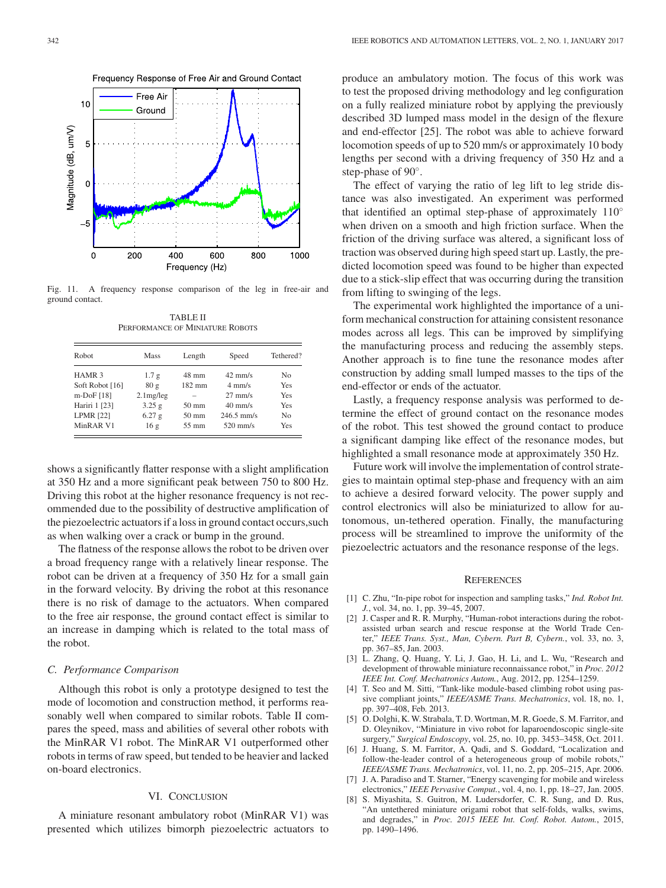Frequency Response of Free Air and Ground Contact

Free Air
Ground

Magnitude (dB, um/V)

10
5
0
−5

0
200
400
600
800
1000

Frequency (Hz)

Fig. 11. A frequency response comparison of the leg in free-air and ground contact.

TABLE II
PERFORMANCE OF MINIATURE ROBOTS

| Robot | Mass | Length | Speed | Tethered? |
|---|---|---|---|---|
| HAMR 3 | 1.7 g | 48 mm | 42 mm/s | No |
| Soft Robot [16] | 80 g | 182 mm | 4 mm/s | Yes |
| m-DoF [18] | 2.1mg/leg | – | 27 mm/s | Yes |
| Hariri 1 [23] | 3.25 g | 50 mm | 40 mm/s | Yes |
| LPMR [22] | 6.27 g | 50 mm | 246.5 mm/s | No |
| MinRAR V1 | 16 g | 55 mm | 520 mm/s | Yes |

shows a significantly flatter response with a slight amplification at 350 Hz and a more significant peak between 750 to 800 Hz. Driving this robot at the higher resonance frequency is not recommended due to the possibility of destructive amplification of the piezoelectric actuators if a loss in ground contact occurs,such as when walking over a crack or bump in the ground.

The flatness of the response allows the robot to be driven over a broad frequency range with a relatively linear response. The robot can be driven at a frequency of 350 Hz for a small gain in the forward velocity. By driving the robot at this resonance there is no risk of damage to the actuators. When compared to the free air response, the ground contact effect is similar to an increase in damping which is related to the total mass of the robot.

### C. Performance Comparison

Although this robot is only a prototype designed to test the mode of locomotion and construction method, it performs reasonably well when compared to similar robots. Table II compares the speed, mass and abilities of several other robots with the MinRAR V1 robot. The MinRAR V1 outperformed other robots in terms of raw speed, but tended to be heavier and lacked on-board electronics.

## VI. Conclusion

A miniature resonant ambulatory robot (MinRAR V1) was presented which utilizes bimorph piezoelectric actuators to produce an ambulatory motion. The focus of this work was to test the proposed driving methodology and leg configuration on a fully realized miniature robot by applying the previously described 3D lumped mass model in the design of the flexure and end-effector [25]. The robot was able to achieve forward locomotion speeds of up to 520 mm/s or approximately 10 body lengths per second with a driving frequency of 350 Hz and a step-phase of 90°.

The effect of varying the ratio of leg lift to leg stride distance was also investigated. An experiment was performed that identified an optimal step-phase of approximately 110° when driven on a smooth and high friction surface. When the friction of the driving surface was altered, a significant loss of traction was observed during high speed start up. Lastly, the predicted locomotion speed was found to be higher than expected due to a stick-slip effect that was occurring during the transition from lifting to swinging of the legs.

The experimental work highlighted the importance of a uniform mechanical construction for attaining consistent resonance modes across all legs. This can be improved by simplifying the manufacturing process and reducing the assembly steps. Another approach is to fine tune the resonance modes after construction by adding small lumped masses to the tips of the end-effector or ends of the actuator.

Lastly, a frequency response analysis was performed to determine the effect of ground contact on the resonance modes of the robot. This test showed the ground contact to produce a significant damping like effect of the resonance modes, but highlighted a small resonance mode at approximately 350 Hz.

Future work will involve the implementation of control strategies to maintain optimal step-phase and frequency with an aim to achieve a desired forward velocity. The power supply and control electronics will also be miniaturized to allow for autonomous, un-tethered operation. Finally, the manufacturing process will be streamlined to improve the uniformity of the piezoelectric actuators and the resonance response of the legs.

## References

[1] C. Zhu, "In-pipe robot for inspection and sampling tasks," *Ind. Robot Int. J.*, vol. 34, no. 1, pp. 39–45, 2007.

[2] J. Casper and R. R. Murphy, "Human-robot interactions during the robot-assisted urban search and rescue response at the World Trade Center," *IEEE Trans. Syst., Man, Cybern. Part B, Cybern.*, vol. 33, no. 3, pp. 367–85, Jan. 2003.

[3] L. Zhang, Q. Huang, Y. Li, J. Gao, H. Li, and L. Wu, "Research and development of throwable miniature reconnaissance robot," in *Proc. 2012 IEEE Int. Conf. Mechatronics Autom.*, Aug. 2012, pp. 1254–1259.

[4] T. Seo and M. Sitti, "Tank-like module-based climbing robot using passive compliant joints," *IEEE/ASME Trans. Mechatronics*, vol. 18, no. 1, pp. 397–408, Feb. 2013.

[5] O. Dolghi, K. W. Strabala, T. D. Wortman, M. R. Goede, S. M. Farritor, and D. Oleynikov, "Miniature in vivo robot for laparoendoscopic single-site surgery," *Surgical Endoscopy*, vol. 25, no. 10, pp. 3453–3458, Oct. 2011.

[6] J. Huang, S. M. Farritor, A. Qadi, and S. Goddard, "Localization and follow-the-leader control of a heterogeneous group of mobile robots," *IEEE/ASME Trans. Mechatronics*, vol. 11, no. 2, pp. 205–215, Apr. 2006.

[7] J. A. Paradiso and T. Starner, "Energy scavenging for mobile and wireless electronics," *IEEE Pervasive Comput.*, vol. 4, no. 1, pp. 18–27, Jan. 2005.

[8] S. Miyashita, S. Guitron, M. Ludersdorfer, C. R. Sung, and D. Rus, "An untethered miniature origami robot that self-folds, walks, swims, and degrades," in *Proc. 2015 IEEE Int. Conf. Robot. Autom.*, 2015, pp. 1490–1496.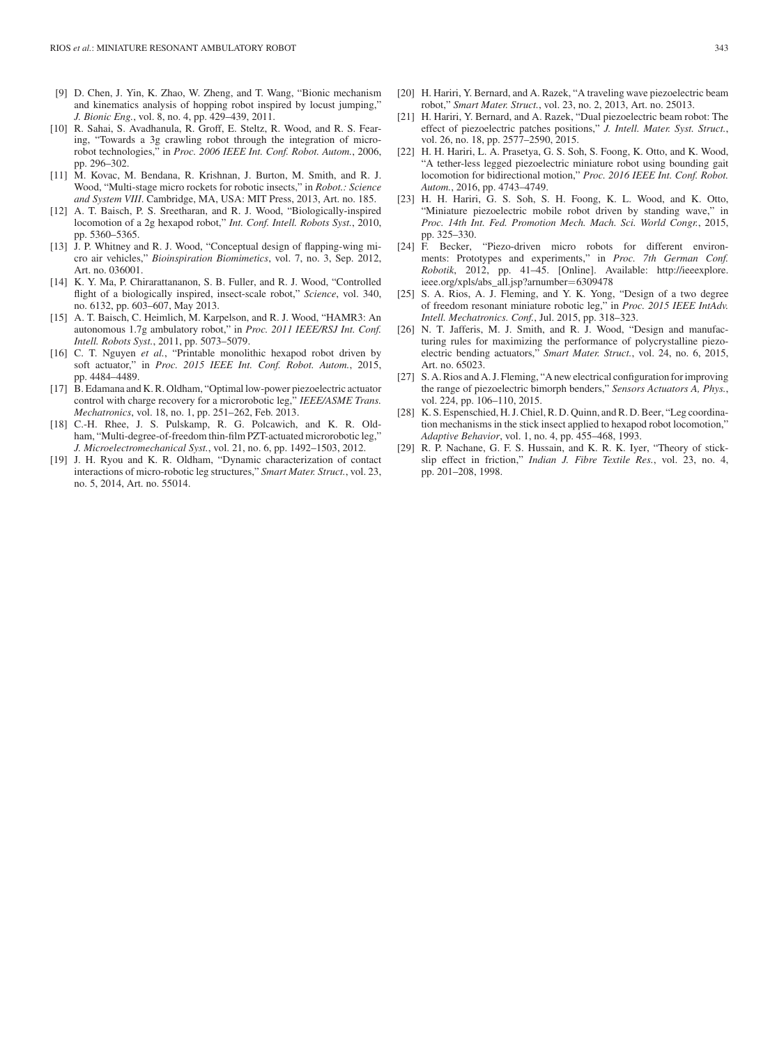[9] D. Chen, J. Yin, K. Zhao, W. Zheng, and T. Wang, "Bionic mechanism and kinematics analysis of hopping robot inspired by locust jumping," *J. Bionic Eng.*, vol. 8, no. 4, pp. 429–439, 2011.

[10] R. Sahai, S. Avadhanula, R. Groff, E. Steltz, R. Wood, and R. S. Fearing, "Towards a 3g crawling robot through the integration of microrobot technologies," in *Proc. 2006 IEEE Int. Conf. Robot. Autom.*, 2006, pp. 296–302.

[11] M. Kovac, M. Bendana, R. Krishnan, J. Burton, M. Smith, and R. J. Wood, "Multi-stage micro rockets for robotic insects," in *Robot.: Science and System VIII*. Cambridge, MA, USA: MIT Press, 2013, Art. no. 185.

[12] A. T. Baisch, P. S. Sreetharan, and R. J. Wood, "Biologically-inspired locomotion of a 2g hexapod robot," *Int. Conf. Intell. Robots Syst.*, 2010, pp. 5360–5365.

[13] J. P. Whitney and R. J. Wood, "Conceptual design of flapping-wing micro air vehicles," *Bioinspiration Biomimetics*, vol. 7, no. 3, Sep. 2012, Art. no. 036001.

[14] K. Y. Ma, P. Chirarattananon, S. B. Fuller, and R. J. Wood, "Controlled flight of a biologically inspired, insect-scale robot," *Science*, vol. 340, no. 6132, pp. 603–607, May 2013.

[15] A. T. Baisch, C. Heimlich, M. Karpelson, and R. J. Wood, "HAMR3: An autonomous 1.7g ambulatory robot," in *Proc. 2011 IEEE/RSJ Int. Conf. Intell. Robots Syst.*, 2011, pp. 5073–5079.

[16] C. T. Nguyen *et al.*, "Printable monolithic hexapod robot driven by soft actuator," in *Proc. 2015 IEEE Int. Conf. Robot. Autom.*, 2015, pp. 4484–4489.

[17] B. Edamana and K. R. Oldham, "Optimal low-power piezoelectric actuator control with charge recovery for a microrobotic leg," *IEEE/ASME Trans. Mechatronics*, vol. 18, no. 1, pp. 251–262, Feb. 2013.

[18] C.-H. Rhee, J. S. Pulskamp, R. G. Polcawich, and K. R. Oldham, "Multi-degree-of-freedom thin-film PZT-actuated microrobotic leg," *J. Microelectromechanical Syst.*, vol. 21, no. 6, pp. 1492–1503, 2012.

[19] J. H. Ryou and K. R. Oldham, "Dynamic characterization of contact interactions of micro-robotic leg structures," *Smart Mater. Struct.*, vol. 23, no. 5, 2014, Art. no. 55014.

[20] H. Hariri, Y. Bernard, and A. Razek, "A traveling wave piezoelectric beam robot," *Smart Mater. Struct.*, vol. 23, no. 2, 2013, Art. no. 25013.

[21] H. Hariri, Y. Bernard, and A. Razek, "Dual piezoelectric beam robot: The effect of piezoelectric patches positions," *J. Intell. Mater. Syst. Struct.*, vol. 26, no. 18, pp. 2577–2590, 2015.

[22] H. H. Hariri, L. A. Prasetya, G. S. Soh, S. Foong, K. Otto, and K. Wood, "A tether-less legged piezoelectric miniature robot using bounding gait locomotion for bidirectional motion," *Proc. 2016 IEEE Int. Conf. Robot. Autom.*, 2016, pp. 4743–4749.

[23] H. H. Hariri, G. S. Soh, S. H. Foong, K. L. Wood, and K. Otto, "Miniature piezoelectric mobile robot driven by standing wave," in *Proc. 14th Int. Fed. Promotion Mech. Mach. Sci. World Congr.*, 2015, pp. 325–330.

[24] F. Becker, "Piezo-driven micro robots for different environments: Prototypes and experiments," in *Proc. 7th German Conf. Robotik*, 2012, pp. 41–45. [Online]. Available: http://ieeexplore.ieee.org/xpls/abs_all.jsp?arnumber=6309478

[25] S. A. Rios, A. J. Fleming, and Y. K. Yong, "Design of a two degree of freedom resonant miniature robotic leg," in *Proc. 2015 IEEE IntAdv. Intell. Mechatronics. Conf.*, Jul. 2015, pp. 318–323.

[26] N. T. Jafferis, M. J. Smith, and R. J. Wood, "Design and manufacturing rules for maximizing the performance of polycrystalline piezoelectric bending actuators," *Smart Mater. Struct.*, vol. 24, no. 6, 2015, Art. no. 65023.

[27] S. A. Rios and A. J. Fleming, "A new electrical configuration for improving the range of piezoelectric bimorph benders," *Sensors Actuators A, Phys.*, vol. 224, pp. 106–110, 2015.

[28] K. S. Espenschied, H. J. Chiel, R. D. Quinn, and R. D. Beer, "Leg coordination mechanisms in the stick insect applied to hexapod robot locomotion," *Adaptive Behavior*, vol. 1, no. 4, pp. 455–468, 1993.

[29] R. P. Nachane, G. F. S. Hussain, and K. R. K. Iyer, "Theory of stick-slip effect in friction," *Indian J. Fibre Textile Res.*, vol. 23, no. 4, pp. 201–208, 1998.